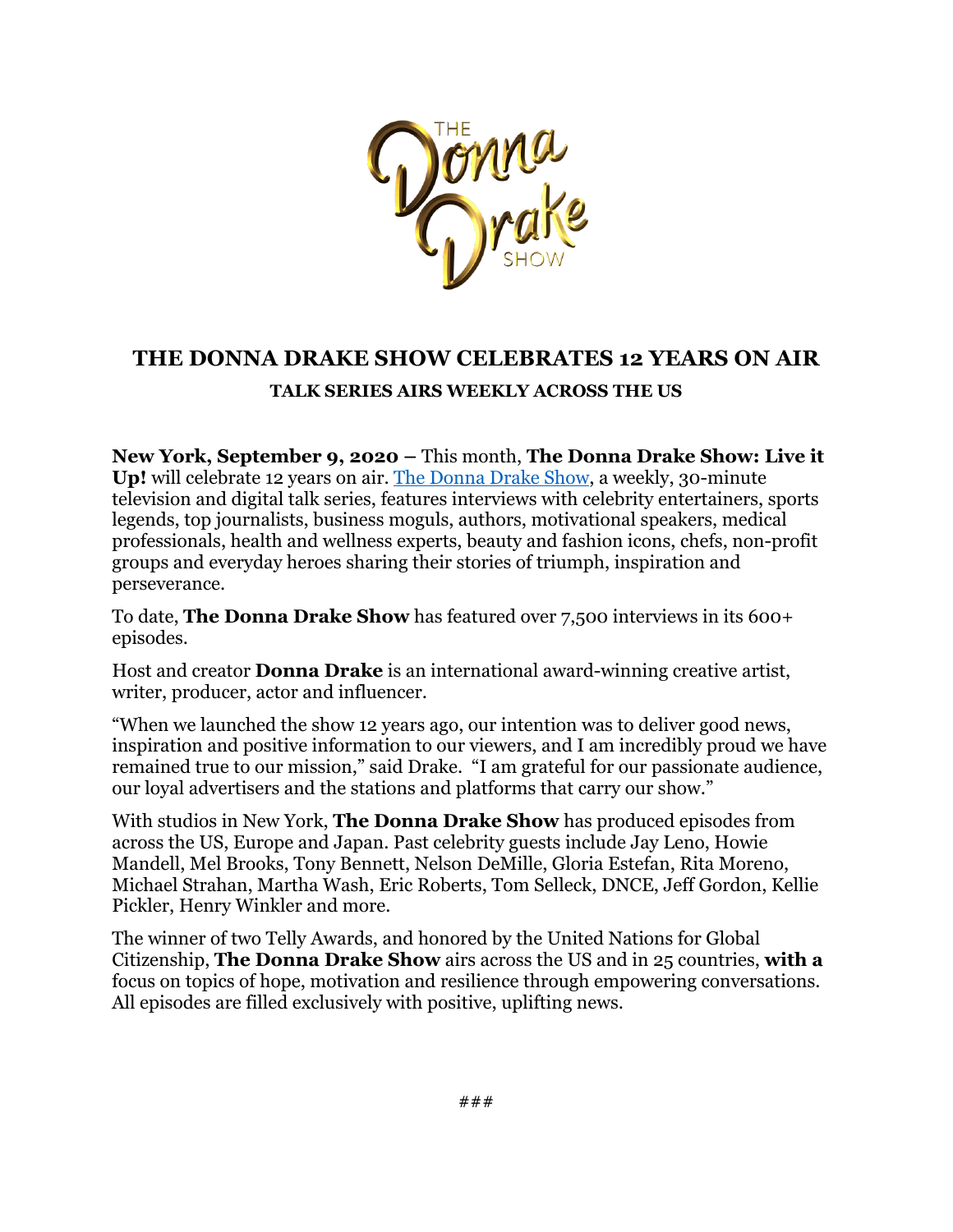# THE DONNA DRAKE SHOW CELEBRATES 12 YEARS ON AIR

### TALK SERIES AIRS WEEKLY ACROSS THE US

**New York, September 9, 2020 –** This month, **The Donna Drake Show: Live it Up!** will celebrate 12 years on air. The Donna Drake Show, a weekly, 30-minute television and digital talk series, features interviews with celebrity entertainers, sports legends, top journalists, business moguls, authors, motivational speakers, medical professionals, health and wellness experts, beauty and fashion icons, chefs, non-profit groups and everyday heroes sharing their stories of triumph, inspiration and perseverance.

To date, **The Donna Drake Show** has featured over 7,500 interviews in its 600+ episodes.

Host and creator **Donna Drake** is an international award-winning creative artist, writer, producer, actor and influencer.

"When we launched the show 12 years ago, our intention was to deliver good news, inspiration and positive information to our viewers, and I am incredibly proud we have remained true to our mission," said Drake. "I am grateful for our passionate audience, our loyal advertisers and the stations and platforms that carry our show."

With studios in New York, **The Donna Drake Show** has produced episodes from across the US, Europe and Japan. Past celebrity guests include Jay Leno, Howie Mandell, Mel Brooks, Tony Bennett, Nelson DeMille, Gloria Estefan, Rita Moreno, Michael Strahan, Martha Wash, Eric Roberts, Tom Selleck, DNCE, Jeff Gordon, Kellie Pickler, Henry Winkler and more.

The winner of two Telly Awards, and honored by the United Nations for Global Citizenship, **The Donna Drake Show** airs across the US and in 25 countries, **with a** focus on topics of hope, motivation and resilience through empowering conversations. All episodes are filled exclusively with positive, uplifting news.

###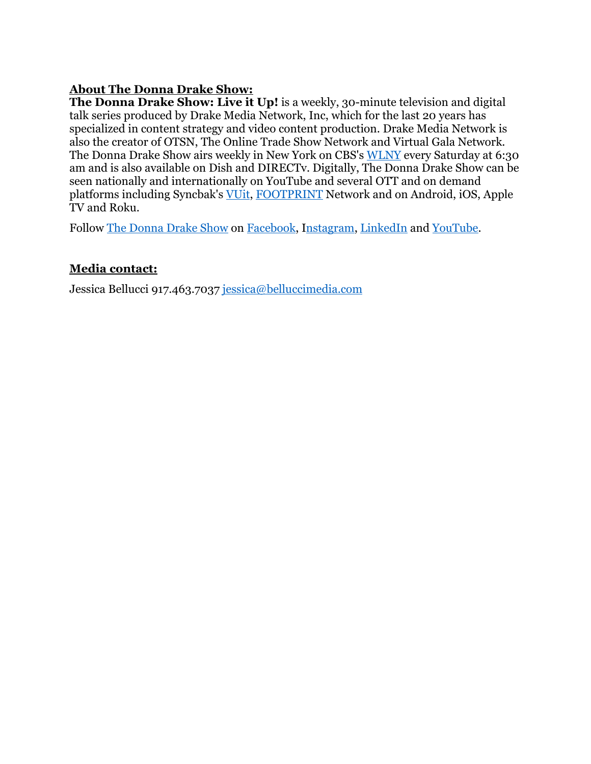**About The Donna Drake Show:**

**The Donna Drake Show: Live it Up!** is a weekly, 30-minute television and digital talk series produced by Drake Media Network, Inc, which for the last 20 years has specialized in content strategy and video content production. Drake Media Network is also the creator of OTSN, The Online Trade Show Network and Virtual Gala Network. The Donna Drake Show airs weekly in New York on CBS's WLNY every Saturday at 6:30 am and is also available on Dish and DIRECTv. Digitally, The Donna Drake Show can be seen nationally and internationally on YouTube and several OTT and on demand platforms including Syncbak's VUit, FOOTPRINT Network and on Android, iOS, Apple TV and Roku.

Follow The Donna Drake Show on Facebook, Instagram, LinkedIn and YouTube.

**Media contact:**

Jessica Bellucci 917.463.7037 jessica@belluccimedia.com